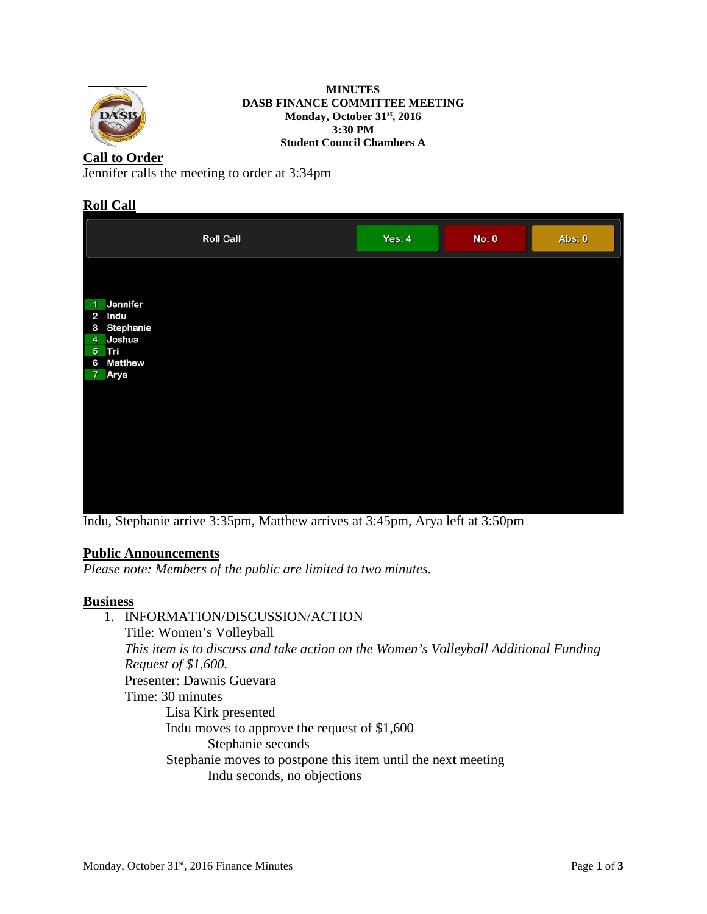**MINUTES**
**DASB FINANCE COMMITTEE MEETING**
**Monday, October 31st, 2016**
**3:30 PM**
**Student Council Chambers A**

## Call to Order

Jennifer calls the meeting to order at 3:34pm

## Roll Call

| Roll Call | Yes: 4 | No: 0 | Abs: 0 |
|---|---|---|---|
| 1 Jennifer | | | |
| 2 Indu | | | |
| 3 Stephanie | | | |
| 4 Joshua | | | |
| 5 Tri | | | |
| 6 Matthew | | | |
| 7 Arya | | | |

Indu, Stephanie arrive 3:35pm, Matthew arrives at 3:45pm, Arya left at 3:50pm

## Public Announcements

*Please note: Members of the public are limited to two minutes.*

## Business

1. INFORMATION/DISCUSSION/ACTION
   Title: Women's Volleyball
   *This item is to discuss and take action on the Women's Volleyball Additional Funding Request of $1,600.*
   Presenter: Dawnis Guevara
   Time: 30 minutes
   - Lisa Kirk presented
   - Indu moves to approve the request of $1,600
     - Stephanie seconds
   - Stephanie moves to postpone this item until the next meeting
     - Indu seconds, no objections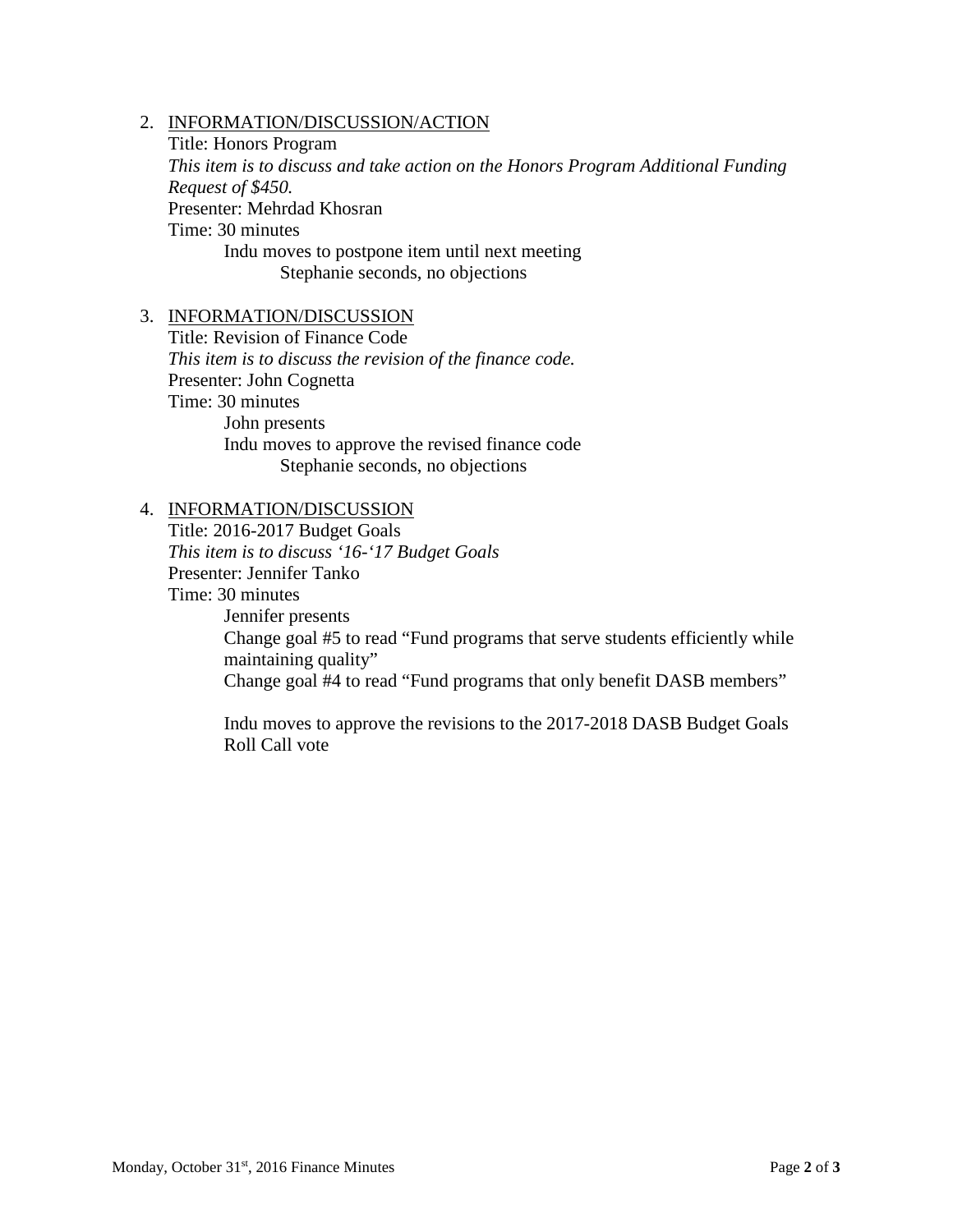2. <u>INFORMATION/DISCUSSION/ACTION</u>
   Title: Honors Program
   *This item is to discuss and take action on the Honors Program Additional Funding Request of $450.*
   Presenter: Mehrdad Khosran
   Time: 30 minutes
   - Indu moves to postpone item until next meeting
     - Stephanie seconds, no objections

3. <u>INFORMATION/DISCUSSION</u>
   Title: Revision of Finance Code
   *This item is to discuss the revision of the finance code.*
   Presenter: John Cognetta
   Time: 30 minutes
   - John presents
   - Indu moves to approve the revised finance code
     - Stephanie seconds, no objections

4. <u>INFORMATION/DISCUSSION</u>
   Title: 2016-2017 Budget Goals
   *This item is to discuss '16-'17 Budget Goals*
   Presenter: Jennifer Tanko
   Time: 30 minutes
   - Jennifer presents
   - Change goal #5 to read "Fund programs that serve students efficiently while maintaining quality"
   - Change goal #4 to read "Fund programs that only benefit DASB members"

   - Indu moves to approve the revisions to the 2017-2018 DASB Budget Goals
   - Roll Call vote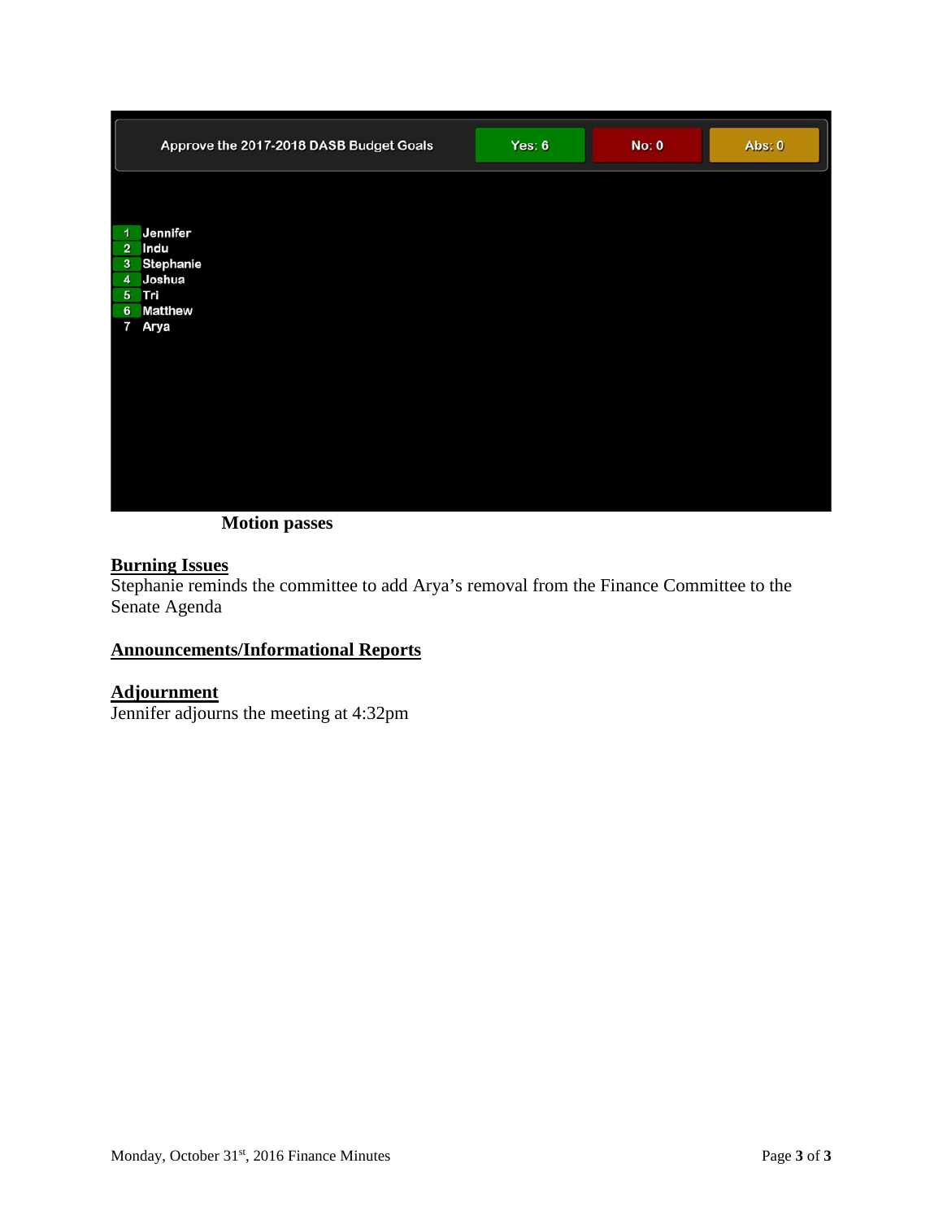Approve the 2017-2018 DASB Budget Goals

Yes: 6 | No: 0 | Abs: 0

1 Jennifer
2 Indu
3 Stephanie
4 Joshua
5 Tri
6 Matthew
7 Arya

**Motion passes**

## Burning Issues

Stephanie reminds the committee to add Arya's removal from the Finance Committee to the Senate Agenda

## Announcements/Informational Reports

## Adjournment

Jennifer adjourns the meeting at 4:32pm